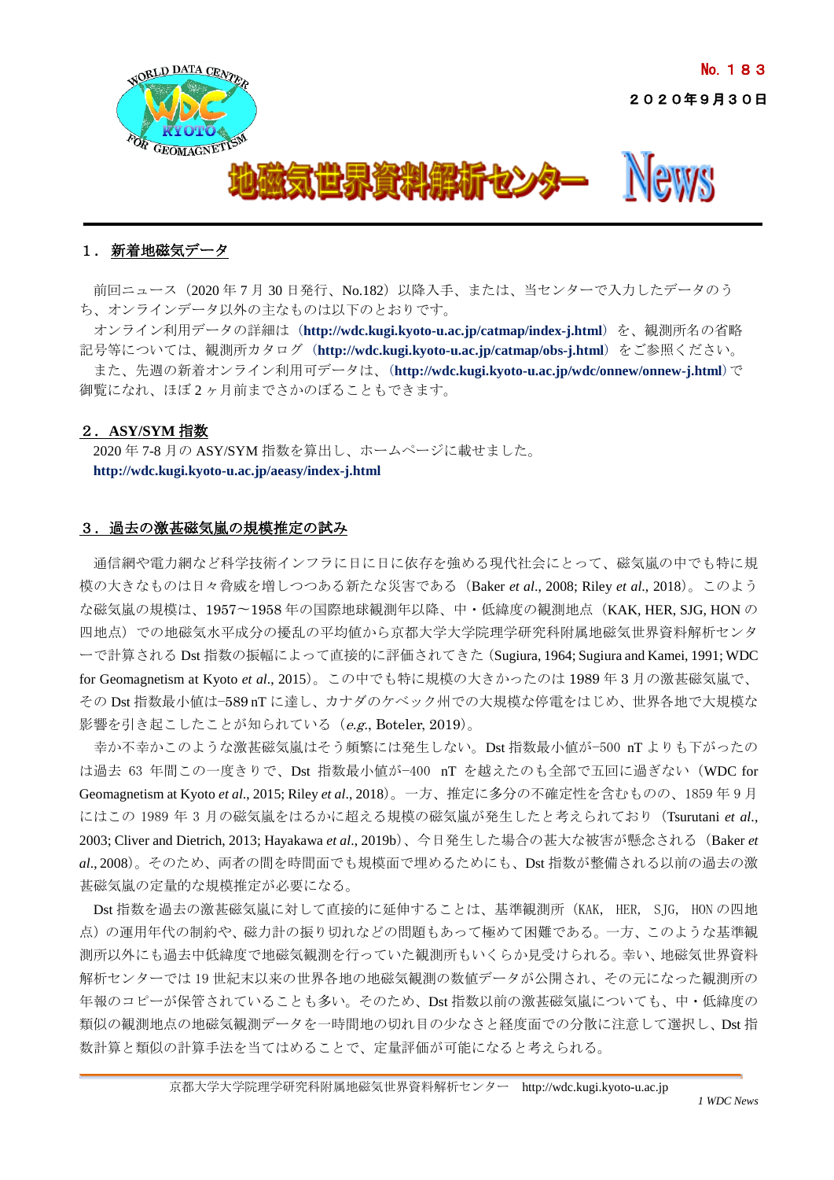No. １８３

２０２０年９月３０日

# 地磁気世界資料解析センター News

## １． 新着地磁気データ

前回ニュース（2020 年 7 月 30 日発行、No.182）以降入手、または、当センターで入力したデータのうち、オンラインデータ以外の主なものは以下のとおりです。

オンライン利用データの詳細は（**http://wdc.kugi.kyoto-u.ac.jp/catmap/index-j.html**）を、観測所名の省略記号等については、観測所カタログ（**http://wdc.kugi.kyoto-u.ac.jp/catmap/obs-j.html**）をご参照ください。

また、先週の新着オンライン利用可データは、（**http://wdc.kugi.kyoto-u.ac.jp/wdc/onnew/onnew-j.html**）で御覧になれ、ほぼ 2 ヶ月前までさかのぼることもできます。

## ２． ASY/SYM 指数

2020 年 7-8 月の ASY/SYM 指数を算出し、ホームページに載せました。

**http://wdc.kugi.kyoto-u.ac.jp/aeasy/index-j.html**

## ３． 過去の激甚磁気嵐の規模推定の試み

通信網や電力網など科学技術インフラに日に日に依存を強める現代社会にとって、磁気嵐の中でも特に規模の大きなものは日々脅威を増しつつある新たな災害である（Baker *et al*., 2008; Riley *et al*., 2018）。このような磁気嵐の規模は、1957〜1958 年の国際地球観測年以降、中・低緯度の観測地点（KAK, HER, SJG, HON の四地点）での地磁気水平成分の擾乱の平均値から京都大学大学院理学研究科附属地磁気世界資料解析センターで計算される Dst 指数の振幅によって直接的に評価されてきた（Sugiura, 1964; Sugiura and Kamei, 1991; WDC for Geomagnetism at Kyoto *et al*., 2015）。この中でも特に規模の大きかったのは 1989 年 3 月の激甚磁気嵐で、その Dst 指数最小値は−589 nT に達し、カナダのケベック州での大規模な停電をはじめ、世界各地で大規模な影響を引き起こしたことが知られている（*e.g.*, Boteler, 2019）。

幸か不幸かこのような激甚磁気嵐はそう頻繁には発生しない。Dst 指数最小値が−500 nT よりも下がったのは過去 63 年間この一度きりで、Dst 指数最小値が−400 nT を越えたのも全部で五回に過ぎない（WDC for Geomagnetism at Kyoto *et al*., 2015; Riley *et al*., 2018）。一方、推定に多分の不確定性を含むものの、1859 年 9 月にはこの 1989 年 3 月の磁気嵐をはるかに超える規模の磁気嵐が発生したと考えられており（Tsurutani *et al*., 2003; Cliver and Dietrich, 2013; Hayakawa *et al*., 2019b）、今日発生した場合の甚大な被害が懸念される（Baker *et al*., 2008）。そのため、両者の間を時間面でも規模面で埋めるためにも、Dst 指数が整備される以前の過去の激甚磁気嵐の定量的な規模推定が必要になる。

Dst 指数を過去の激甚磁気嵐に対して直接的に延伸することは、基準観測所（KAK, HER, SJG, HON の四地点）の運用年代の制約や、磁力計の振り切れなどの問題もあって極めて困難である。一方、このような基準観測所以外にも過去中低緯度で地磁気観測を行っていた観測所もいくらか見受けられる。幸い、地磁気世界資料解析センターでは 19 世紀末以来の世界各地の地磁気観測の数値データが公開され、その元になった観測所の年報のコピーが保管されていることも多い。そのため、Dst 指数以前の激甚磁気嵐についても、中・低緯度の類似の観測地点の地磁気観測データを一時間地の切れ目の少なさと経度面での分散に注意して選択し、Dst 指数計算と類似の計算手法を当てはめることで、定量評価が可能になると考えられる。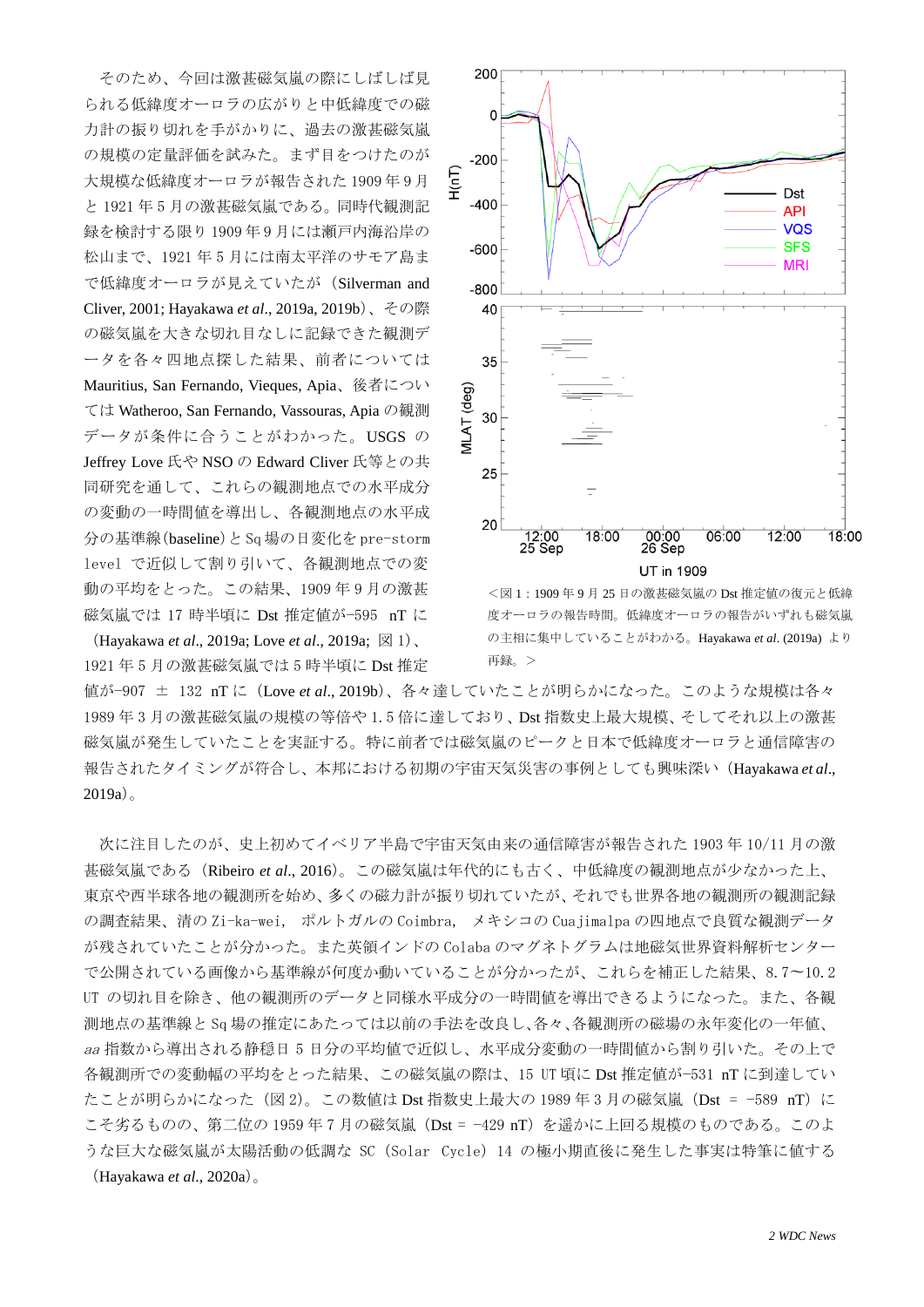そのため、今回は激甚磁気嵐の際にしばしば見られる低緯度オーロラの広がりと中低緯度での磁力計の振り切れを手がかりに、過去の激甚磁気嵐の規模の定量評価を試みた。まず目をつけたのが大規模な低緯度オーロラが報告された 1909 年 9 月と 1921 年 5 月の激甚磁気嵐である。同時代観測記録を検討する限り 1909 年 9 月には瀬戸内海沿岸の松山まで、1921 年 5 月には南太平洋のサモア島まで低緯度オーロラが見えていたが（Silverman and Cliver, 2001; Hayakawa *et al*., 2019a, 2019b）、その際の磁気嵐を大きな切れ目なしに記録できた観測データを各々四地点探した結果、前者については Mauritius, San Fernando, Vieques, Apia、後者については Watheroo, San Fernando, Vassouras, Apia の観測データが条件に合うことがわかった。USGS の Jeffrey Love 氏や NSO の Edward Cliver 氏等との共同研究を通して、これらの観測地点での水平成分の変動の一時間値を導出し、各観測地点の水平成分の基準線(baseline)と Sq 場の日変化を pre-storm level で近似して割り引いて、各観測地点での変動の平均をとった。この結果、1909 年 9 月の激甚磁気嵐では 17 時半頃に Dst 推定値が−595 nT に（Hayakawa *et al*., 2019a; Love *et al*., 2019a; 図 1）、1921 年 5 月の激甚磁気嵐では 5 時半頃に Dst 推定値が−907 ± 132 nT に（Love *et al*., 2019b）、各々達していたことが明らかになった。このような規模は各々 1989 年 3 月の激甚磁気嵐の規模の等倍や 1.5 倍に達しており、Dst 指数史上最大規模、そしてそれ以上の激甚磁気嵐が発生していたことを実証する。特に前者では磁気嵐のピークと日本で低緯度オーロラと通信障害の報告されたタイミングが符合し、本邦における初期の宇宙天気災害の事例としても興味深い（Hayakawa *et al*., 2019a）。

＜図 1：1909 年 9 月 25 日の激甚磁気嵐の Dst 推定値の復元と低緯度オーロラの報告時間。低緯度オーロラの報告がいずれも磁気嵐の主相に集中していることがわかる。Hayakawa *et al*. (2019a) より再録。＞

次に注目したのが、史上初めてイベリア半島で宇宙天気由来の通信障害が報告された 1903 年 10/11 月の激甚磁気嵐である（Ribeiro *et al*., 2016）。この磁気嵐は年代的にも古く、中低緯度の観測地点が少なかった上、東京や西半球各地の観測所を始め、多くの磁力計が振り切れていたが、それでも世界各地の観測所の観測記録の調査結果、清の Zi-ka-wei, ポルトガルの Coimbra, メキシコの Cuajimalpa の四地点で良質な観測データが残されていたことが分かった。また英領インドの Colaba のマグネトグラムは地磁気世界資料解析センターで公開されている画像から基準線が何度か動いていることが分かったが、これらを補正した結果、8.7〜10.2 UT の切れ目を除き、他の観測所のデータと同様水平成分の一時間値を導出できるようになった。また、各観測地点の基準線と Sq 場の推定にあたっては以前の手法を改良し、各々、各観測所の磁場の永年変化の一年値、*aa* 指数から導出される静穏日 5 日分の平均値で近似し、水平成分変動の一時間値から割り引いた。その上で各観測所での変動幅の平均をとった結果、この磁気嵐の際は、15 UT 頃に Dst 推定値が−531 nT に到達していたことが明らかになった（図 2）。この数値は Dst 指数史上最大の 1989 年 3 月の磁気嵐（Dst = −589 nT）にこそ劣るものの、第二位の 1959 年 7 月の磁気嵐（Dst = −429 nT）を遥かに上回る規模のものである。このような巨大な磁気嵐が太陽活動の低調な SC（Solar Cycle）14 の極小期直後に発生した事実は特筆に値する（Hayakawa *et al*., 2020a）。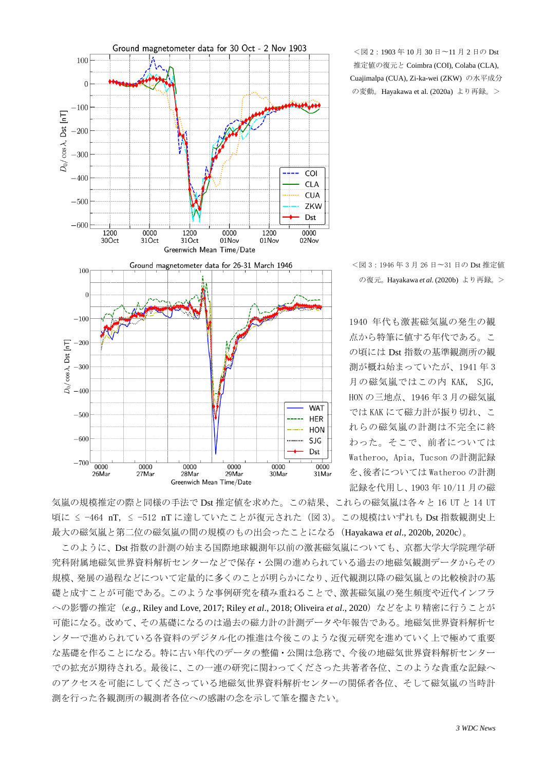＜図 2：1903 年 10 月 30 日〜11 月 2 日の Dst 推定値の復元と Coimbra (COI), Colaba (CLA), Cuajimalpa (CUA), Zi-ka-wei (ZKW) の水平成分の変動。Hayakawa et al. (2020a) より再録。＞

＜図 3：1946 年 3 月 26 日〜31 日の Dst 推定値の復元。Hayakawa *et al.* (2020b) より再録。＞

1940 年代も激甚磁気嵐の発生の観点から特筆に値する年代である。この頃には Dst 指数の基準観測所の観測が概ね始まっていたが、1941 年 3 月の磁気嵐ではこの内 KAK， SJG, HON の三地点、1946 年 3 月の磁気嵐では KAK にて磁力計が振り切れ、これらの磁気嵐の計測は不完全に終わった。そこで、前者については Watheroo, Apia, Tucson の計測記録を、後者については Watheroo の計測記録を代用し、1903 年 10/11 月の磁気嵐の規模推定の際と同様の手法で Dst 推定値を求めた。この結果、これらの磁気嵐は各々と 16 UT と 14 UT 頃に ≤ −464 nT, ≤ −512 nT に達していたことが復元された（図 3）。この規模はいずれも Dst 指数観測史上最大の磁気嵐と第二位の磁気嵐の間の規模のもの出会ったことになる（Hayakawa *et al*., 2020b, 2020c)。

このように、Dst 指数の計測の始まる国際地球観測年以前の激甚磁気嵐についても、京都大学大学院理学研究科附属地磁気世界資料解析センターなどで保存・公開の進められている過去の地磁気観測データからその規模、発展の過程などについて定量的に多くのことが明らかになり、近代観測以降の磁気嵐との比較検討の基礎と成すことが可能である。このような事例研究を積み重ねることで、激甚磁気嵐の発生頻度や近代インフラへの影響の推定（*e.g*., Riley and Love, 2017; Riley *et al*., 2018; Oliveira *et al*., 2020）などをより精密に行うことが可能になる。改めて、その基礎になるのは過去の磁力計の計測データや年報告である。地磁気世界資料解析センターで進められている各資料のデジタル化の推進は今後このような復元研究を進めていく上で極めて重要な基礎を作ることになる。特に古い年代のデータの整備・公開は急務で、今後の地磁気世界資料解析センターでの拡充が期待される。最後に、この一連の研究に関わってくださった共著者各位、このような貴重な記録へのアクセスを可能にしてくださっている地磁気世界資料解析センターの関係者各位、そして磁気嵐の当時計測を行った各観測所の観測者各位への感謝の念を示して筆を擱きたい。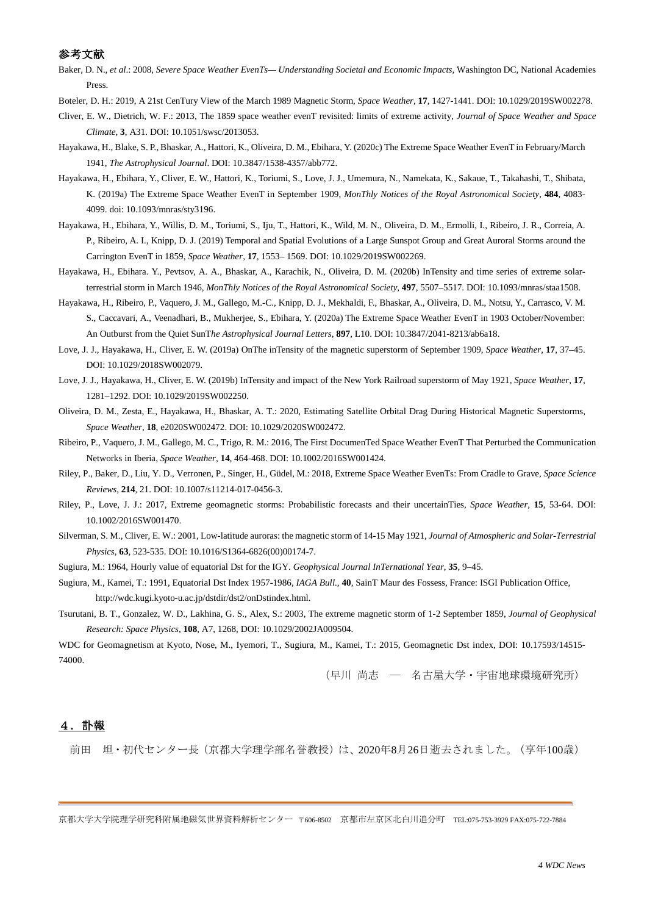## 参考文献

Baker, D. N., *et al*.: 2008, *Severe Space Weather EvenTs— Understanding Societal and Economic Impacts*, Washington DC, National Academies Press.

Boteler, D. H.: 2019, A 21st CenTury View of the March 1989 Magnetic Storm, *Space Weather*, **17**, 1427-1441. DOI: 10.1029/2019SW002278.

Cliver, E. W., Dietrich, W. F.: 2013, The 1859 space weather evenT revisited: limits of extreme activity, *Journal of Space Weather and Space Climate*, **3**, A31. DOI: 10.1051/swsc/2013053.

Hayakawa, H., Blake, S. P., Bhaskar, A., Hattori, K., Oliveira, D. M., Ebihara, Y. (2020c) The Extreme Space Weather EvenT in February/March 1941, *The Astrophysical Journal*. DOI: 10.3847/1538-4357/abb772.

Hayakawa, H., Ebihara, Y., Cliver, E. W., Hattori, K., Toriumi, S., Love, J. J., Umemura, N., Namekata, K., Sakaue, T., Takahashi, T., Shibata, K. (2019a) The Extreme Space Weather EvenT in September 1909, *MonThly Notices of the Royal Astronomical Society*, **484**, 4083-4099. doi: 10.1093/mnras/sty3196.

Hayakawa, H., Ebihara, Y., Willis, D. M., Toriumi, S., Iju, T., Hattori, K., Wild, M. N., Oliveira, D. M., Ermolli, I., Ribeiro, J. R., Correia, A. P., Ribeiro, A. I., Knipp, D. J. (2019) Temporal and Spatial Evolutions of a Large Sunspot Group and Great Auroral Storms around the Carrington EvenT in 1859, *Space Weather*, **17**, 1553– 1569. DOI: 10.1029/2019SW002269.

Hayakawa, H., Ebihara. Y., Pevtsov, A. A., Bhaskar, A., Karachik, N., Oliveira, D. M. (2020b) InTensity and time series of extreme solar-terrestrial storm in March 1946, *MonThly Notices of the Royal Astronomical Society*, **497**, 5507–5517. DOI: 10.1093/mnras/staa1508.

Hayakawa, H., Ribeiro, P., Vaquero, J. M., Gallego, M.-C., Knipp, D. J., Mekhaldi, F., Bhaskar, A., Oliveira, D. M., Notsu, Y., Carrasco, V. M. S., Caccavari, A., Veenadhari, B., Mukherjee, S., Ebihara, Y. (2020a) The Extreme Space Weather EvenT in 1903 October/November: An Outburst from the Quiet SunT*he Astrophysical Journal Letters*, **897**, L10. DOI: 10.3847/2041-8213/ab6a18.

Love, J. J., Hayakawa, H., Cliver, E. W. (2019a) OnThe inTensity of the magnetic superstorm of September 1909, *Space Weather*, **17**, 37–45. DOI: 10.1029/2018SW002079.

Love, J. J., Hayakawa, H., Cliver, E. W. (2019b) InTensity and impact of the New York Railroad superstorm of May 1921, *Space Weather*, **17**, 1281–1292. DOI: 10.1029/2019SW002250.

Oliveira, D. M., Zesta, E., Hayakawa, H., Bhaskar, A. T.: 2020, Estimating Satellite Orbital Drag During Historical Magnetic Superstorms, *Space Weather*, **18**, e2020SW002472. DOI: 10.1029/2020SW002472.

Ribeiro, P., Vaquero, J. M., Gallego, M. C., Trigo, R. M.: 2016, The First DocumenTed Space Weather EvenT That Perturbed the Communication Networks in Iberia, *Space Weather*, **14**, 464-468. DOI: 10.1002/2016SW001424.

Riley, P., Baker, D., Liu, Y. D., Verronen, P., Singer, H., Güdel, M.: 2018, Extreme Space Weather EvenTs: From Cradle to Grave, *Space Science Reviews*, **214**, 21. DOI: 10.1007/s11214-017-0456-3.

Riley, P., Love, J. J.: 2017, Extreme geomagnetic storms: Probabilistic forecasts and their uncertainTies, *Space Weather*, **15**, 53-64. DOI: 10.1002/2016SW001470.

Silverman, S. M., Cliver, E. W.: 2001, Low-latitude auroras: the magnetic storm of 14-15 May 1921, *Journal of Atmospheric and Solar-Terrestrial Physics*, **63**, 523-535. DOI: 10.1016/S1364-6826(00)00174-7.

Sugiura, M.: 1964, Hourly value of equatorial Dst for the IGY. *Geophysical Journal InTernational Year*, **35**, 9–45.

Sugiura, M., Kamei, T.: 1991, Equatorial Dst Index 1957-1986, *IAGA Bull.*, **40**, SainT Maur des Fossess, France: ISGI Publication Office, http://wdc.kugi.kyoto-u.ac.jp/dstdir/dst2/onDstindex.html.

Tsurutani, B. T., Gonzalez, W. D., Lakhina, G. S., Alex, S.: 2003, The extreme magnetic storm of 1-2 September 1859, *Journal of Geophysical Research: Space Physics*, **108**, A7, 1268, DOI: 10.1029/2002JA009504.

WDC for Geomagnetism at Kyoto, Nose, M., Iyemori, T., Sugiura, M., Kamei, T.: 2015, Geomagnetic Dst index, DOI: 10.17593/14515-74000.

（早川 尚志 — 名古屋大学・宇宙地球環境研究所）

## ４．訃報

前田 坦・初代センター長（京都大学理学部名誉教授）は、2020年8月26日逝去されました。（享年100歳）

京都大学大学院理学研究科附属地磁気世界資料解析センター 〒606-8502 京都市左京区北白川追分町 TEL:075-753-3929 FAX:075-722-7884